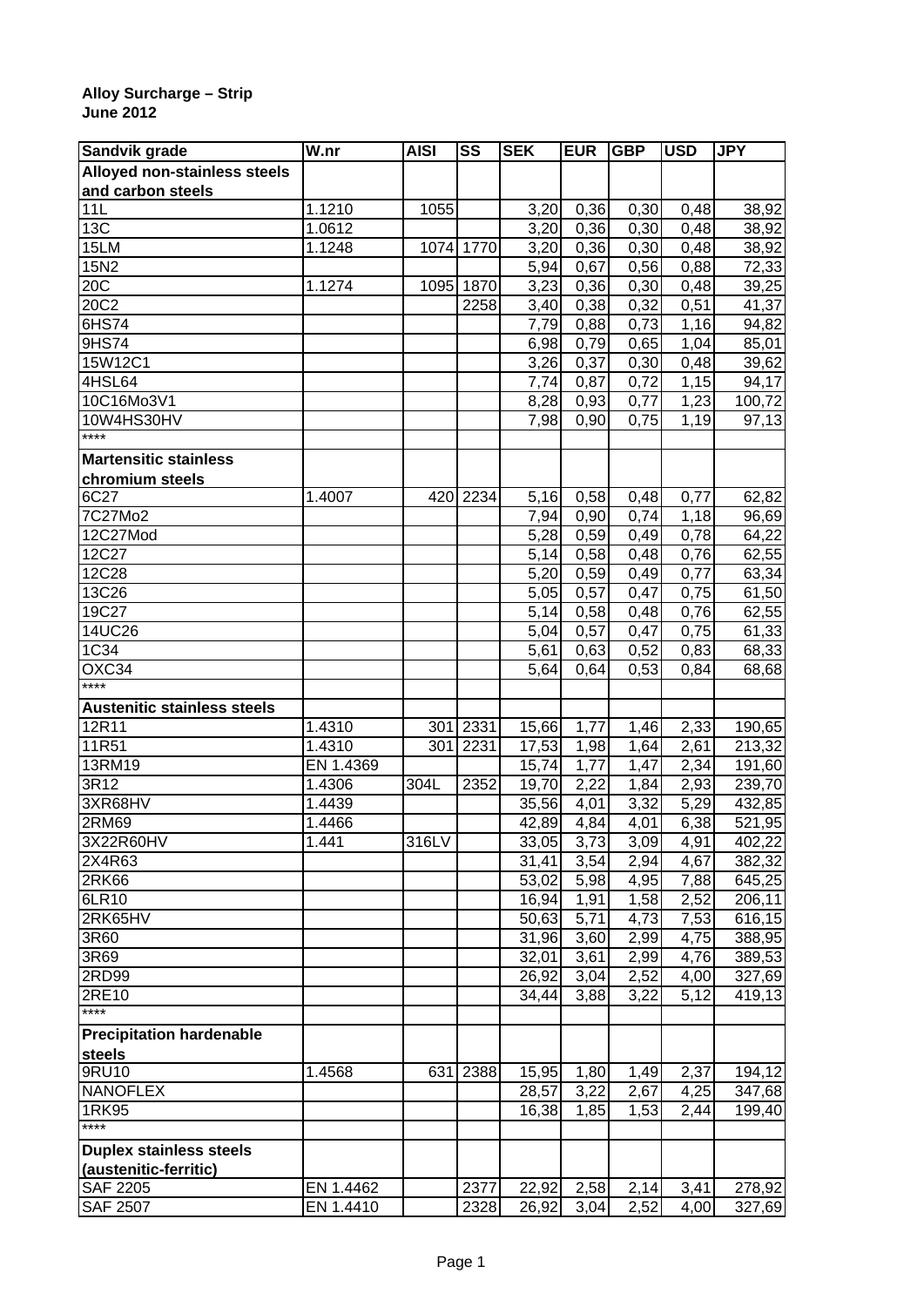**Alloy Surcharge – Strip**
**June 2012**

| Sandvik grade | W.nr | AISI | SS | SEK | EUR | GBP | USD | JPY |
|---|---|---|---|---|---|---|---|---|
| **Alloyed non-stainless steels and carbon steels** | | | | | | | | |
| 11L | 1.1210 | 1055 | | 3,20 | 0,36 | 0,30 | 0,48 | 38,92 |
| 13C | 1.0612 | | | 3,20 | 0,36 | 0,30 | 0,48 | 38,92 |
| 15LM | 1.1248 | 1074 | 1770 | 3,20 | 0,36 | 0,30 | 0,48 | 38,92 |
| 15N2 | | | | 5,94 | 0,67 | 0,56 | 0,88 | 72,33 |
| 20C | 1.1274 | 1095 | 1870 | 3,23 | 0,36 | 0,30 | 0,48 | 39,25 |
| 20C2 | | | 2258 | 3,40 | 0,38 | 0,32 | 0,51 | 41,37 |
| 6HS74 | | | | 7,79 | 0,88 | 0,73 | 1,16 | 94,82 |
| 9HS74 | | | | 6,98 | 0,79 | 0,65 | 1,04 | 85,01 |
| 15W12C1 | | | | 3,26 | 0,37 | 0,30 | 0,48 | 39,62 |
| 4HSL64 | | | | 7,74 | 0,87 | 0,72 | 1,15 | 94,17 |
| 10C16Mo3V1 | | | | 8,28 | 0,93 | 0,77 | 1,23 | 100,72 |
| 10W4HS30HV | | | | 7,98 | 0,90 | 0,75 | 1,19 | 97,13 |
| **** | | | | | | | | |
| **Martensitic stainless chromium steels** | | | | | | | | |
| 6C27 | 1.4007 | 420 | 2234 | 5,16 | 0,58 | 0,48 | 0,77 | 62,82 |
| 7C27Mo2 | | | | 7,94 | 0,90 | 0,74 | 1,18 | 96,69 |
| 12C27Mod | | | | 5,28 | 0,59 | 0,49 | 0,78 | 64,22 |
| 12C27 | | | | 5,14 | 0,58 | 0,48 | 0,76 | 62,55 |
| 12C28 | | | | 5,20 | 0,59 | 0,49 | 0,77 | 63,34 |
| 13C26 | | | | 5,05 | 0,57 | 0,47 | 0,75 | 61,50 |
| 19C27 | | | | 5,14 | 0,58 | 0,48 | 0,76 | 62,55 |
| 14UC26 | | | | 5,04 | 0,57 | 0,47 | 0,75 | 61,33 |
| 1C34 | | | | 5,61 | 0,63 | 0,52 | 0,83 | 68,33 |
| OXC34 | | | | 5,64 | 0,64 | 0,53 | 0,84 | 68,68 |
| **** | | | | | | | | |
| **Austenitic stainless steels** | | | | | | | | |
| 12R11 | 1.4310 | 301 | 2331 | 15,66 | 1,77 | 1,46 | 2,33 | 190,65 |
| 11R51 | 1.4310 | 301 | 2231 | 17,53 | 1,98 | 1,64 | 2,61 | 213,32 |
| 13RM19 | EN 1.4369 | | | 15,74 | 1,77 | 1,47 | 2,34 | 191,60 |
| 3R12 | 1.4306 | 304L | 2352 | 19,70 | 2,22 | 1,84 | 2,93 | 239,70 |
| 3XR68HV | 1.4439 | | | 35,56 | 4,01 | 3,32 | 5,29 | 432,85 |
| 2RM69 | 1.4466 | | | 42,89 | 4,84 | 4,01 | 6,38 | 521,95 |
| 3X22R60HV | 1.441 | 316LV | | 33,05 | 3,73 | 3,09 | 4,91 | 402,22 |
| 2X4R63 | | | | 31,41 | 3,54 | 2,94 | 4,67 | 382,32 |
| 2RK66 | | | | 53,02 | 5,98 | 4,95 | 7,88 | 645,25 |
| 6LR10 | | | | 16,94 | 1,91 | 1,58 | 2,52 | 206,11 |
| 2RK65HV | | | | 50,63 | 5,71 | 4,73 | 7,53 | 616,15 |
| 3R60 | | | | 31,96 | 3,60 | 2,99 | 4,75 | 388,95 |
| 3R69 | | | | 32,01 | 3,61 | 2,99 | 4,76 | 389,53 |
| 2RD99 | | | | 26,92 | 3,04 | 2,52 | 4,00 | 327,69 |
| 2RE10 | | | | 34,44 | 3,88 | 3,22 | 5,12 | 419,13 |
| **** | | | | | | | | |
| **Precipitation hardenable steels** | | | | | | | | |
| 9RU10 | 1.4568 | 631 | 2388 | 15,95 | 1,80 | 1,49 | 2,37 | 194,12 |
| NANOFLEX | | | | 28,57 | 3,22 | 2,67 | 4,25 | 347,68 |
| 1RK95 | | | | 16,38 | 1,85 | 1,53 | 2,44 | 199,40 |
| **** | | | | | | | | |
| **Duplex stainless steels (austenitic-ferritic)** | | | | | | | | |
| SAF 2205 | EN 1.4462 | | 2377 | 22,92 | 2,58 | 2,14 | 3,41 | 278,92 |
| SAF 2507 | EN 1.4410 | | 2328 | 26,92 | 3,04 | 2,52 | 4,00 | 327,69 |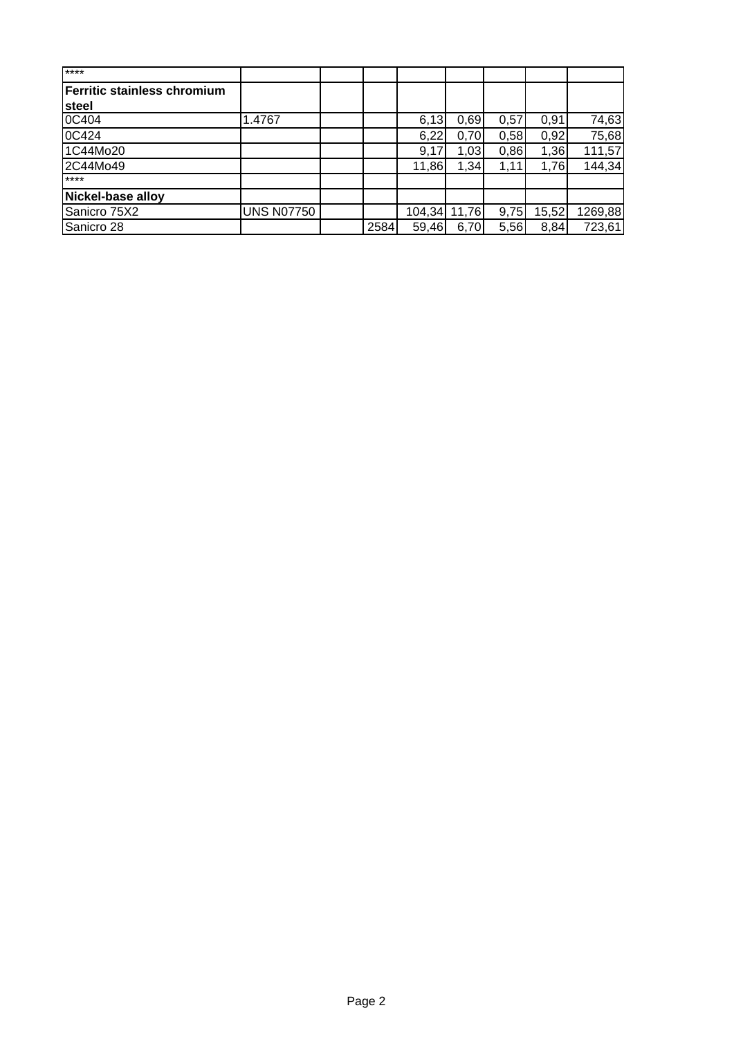| | | | | | | | | |
|---|---|---|---|---|---|---|---|---|
| **** | | | | | | | | |
| **Ferritic stainless chromium steel** | | | | | | | | |
| 0C404 | 1.4767 | | | 6,13 | 0,69 | 0,57 | 0,91 | 74,63 |
| 0C424 | | | | 6,22 | 0,70 | 0,58 | 0,92 | 75,68 |
| 1C44Mo20 | | | | 9,17 | 1,03 | 0,86 | 1,36 | 111,57 |
| 2C44Mo49 | | | | 11,86 | 1,34 | 1,11 | 1,76 | 144,34 |
| **** | | | | | | | | |
| **Nickel-base alloy** | | | | | | | | |
| Sanicro 75X2 | UNS N07750 | | | 104,34 | 11,76 | 9,75 | 15,52 | 1269,88 |
| Sanicro 28 | | | 2584 | 59,46 | 6,70 | 5,56 | 8,84 | 723,61 |